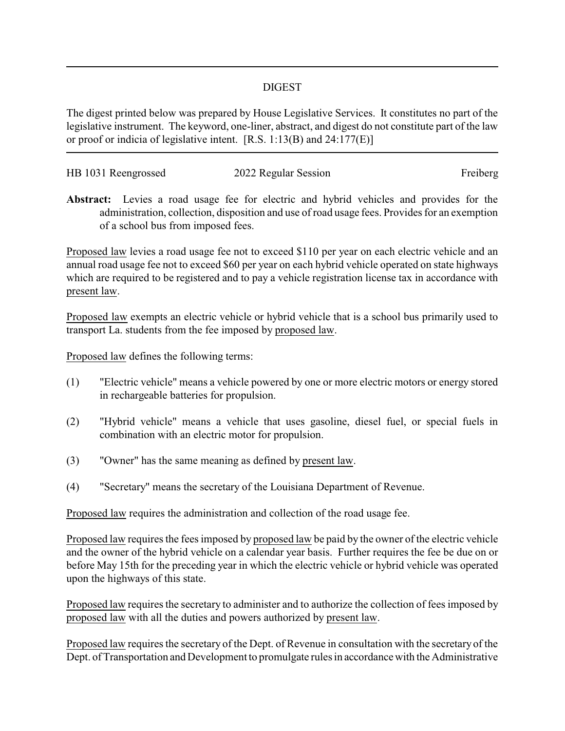# DIGEST

The digest printed below was prepared by House Legislative Services. It constitutes no part of the legislative instrument. The keyword, one-liner, abstract, and digest do not constitute part of the law or proof or indicia of legislative intent. [R.S. 1:13(B) and 24:177(E)]

HB 1031 Reengrossed | 2022 Regular Session | Freiberg

**Abstract:** Levies a road usage fee for electric and hybrid vehicles and provides for the administration, collection, disposition and use of road usage fees. Provides for an exemption of a school bus from imposed fees.

Proposed law levies a road usage fee not to exceed $110 per year on each electric vehicle and an annual road usage fee not to exceed $60 per year on each hybrid vehicle operated on state highways which are required to be registered and to pay a vehicle registration license tax in accordance with present law.

Proposed law exempts an electric vehicle or hybrid vehicle that is a school bus primarily used to transport La. students from the fee imposed by proposed law.

Proposed law defines the following terms:

(1) "Electric vehicle" means a vehicle powered by one or more electric motors or energy stored in rechargeable batteries for propulsion.

(2) "Hybrid vehicle" means a vehicle that uses gasoline, diesel fuel, or special fuels in combination with an electric motor for propulsion.

(3) "Owner" has the same meaning as defined by present law.

(4) "Secretary" means the secretary of the Louisiana Department of Revenue.

Proposed law requires the administration and collection of the road usage fee.

Proposed law requires the fees imposed by proposed law be paid by the owner of the electric vehicle and the owner of the hybrid vehicle on a calendar year basis. Further requires the fee be due on or before May 15th for the preceding year in which the electric vehicle or hybrid vehicle was operated upon the highways of this state.

Proposed law requires the secretary to administer and to authorize the collection of fees imposed by proposed law with all the duties and powers authorized by present law.

Proposed law requires the secretary of the Dept. of Revenue in consultation with the secretary of the Dept. of Transportation and Development to promulgate rules in accordance with the Administrative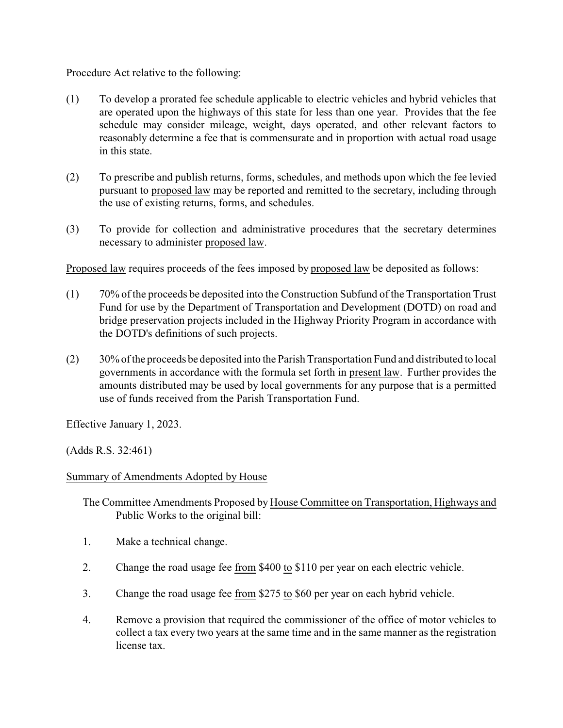Procedure Act relative to the following:

(1) To develop a prorated fee schedule applicable to electric vehicles and hybrid vehicles that are operated upon the highways of this state for less than one year. Provides that the fee schedule may consider mileage, weight, days operated, and other relevant factors to reasonably determine a fee that is commensurate and in proportion with actual road usage in this state.

(2) To prescribe and publish returns, forms, schedules, and methods upon which the fee levied pursuant to proposed law may be reported and remitted to the secretary, including through the use of existing returns, forms, and schedules.

(3) To provide for collection and administrative procedures that the secretary determines necessary to administer proposed law.

Proposed law requires proceeds of the fees imposed by proposed law be deposited as follows:

(1) 70% of the proceeds be deposited into the Construction Subfund of the Transportation Trust Fund for use by the Department of Transportation and Development (DOTD) on road and bridge preservation projects included in the Highway Priority Program in accordance with the DOTD's definitions of such projects.

(2) 30% of the proceeds be deposited into the Parish Transportation Fund and distributed to local governments in accordance with the formula set forth in present law. Further provides the amounts distributed may be used by local governments for any purpose that is a permitted use of funds received from the Parish Transportation Fund.

Effective January 1, 2023.

(Adds R.S. 32:461)

Summary of Amendments Adopted by House

The Committee Amendments Proposed by House Committee on Transportation, Highways and Public Works to the original bill:

1. Make a technical change.

2. Change the road usage fee from $400 to $110 per year on each electric vehicle.

3. Change the road usage fee from $275 to $60 per year on each hybrid vehicle.

4. Remove a provision that required the commissioner of the office of motor vehicles to collect a tax every two years at the same time and in the same manner as the registration license tax.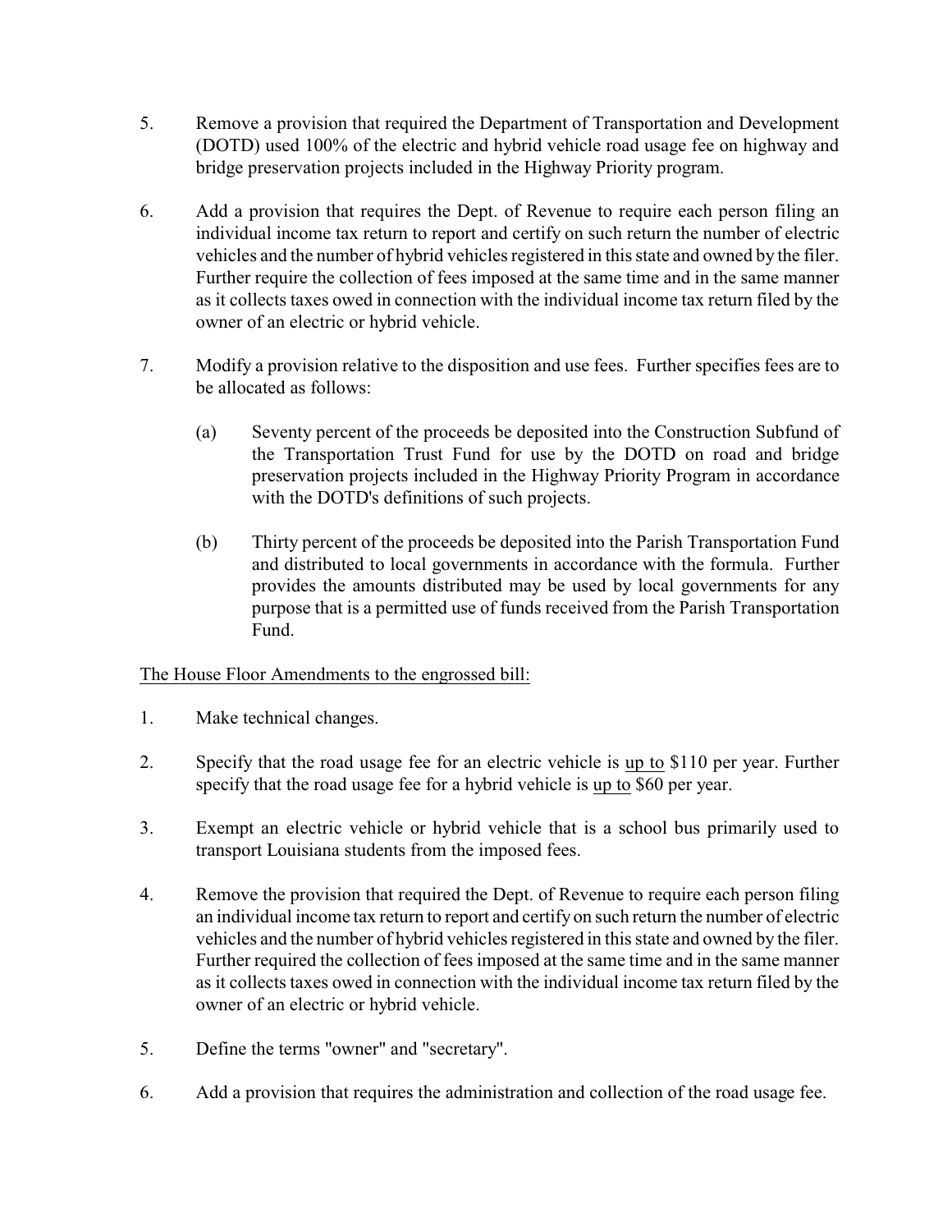5. Remove a provision that required the Department of Transportation and Development (DOTD) used 100% of the electric and hybrid vehicle road usage fee on highway and bridge preservation projects included in the Highway Priority program.

6. Add a provision that requires the Dept. of Revenue to require each person filing an individual income tax return to report and certify on such return the number of electric vehicles and the number of hybrid vehicles registered in this state and owned by the filer. Further require the collection of fees imposed at the same time and in the same manner as it collects taxes owed in connection with the individual income tax return filed by the owner of an electric or hybrid vehicle.

7. Modify a provision relative to the disposition and use fees. Further specifies fees are to be allocated as follows:

   (a) Seventy percent of the proceeds be deposited into the Construction Subfund of the Transportation Trust Fund for use by the DOTD on road and bridge preservation projects included in the Highway Priority Program in accordance with the DOTD's definitions of such projects.

   (b) Thirty percent of the proceeds be deposited into the Parish Transportation Fund and distributed to local governments in accordance with the formula. Further provides the amounts distributed may be used by local governments for any purpose that is a permitted use of funds received from the Parish Transportation Fund.

<u>The House Floor Amendments to the engrossed bill:</u>

1. Make technical changes.

2. Specify that the road usage fee for an electric vehicle is <u>up to</u> $110 per year. Further specify that the road usage fee for a hybrid vehicle is <u>up to</u> $60 per year.

3. Exempt an electric vehicle or hybrid vehicle that is a school bus primarily used to transport Louisiana students from the imposed fees.

4. Remove the provision that required the Dept. of Revenue to require each person filing an individual income tax return to report and certify on such return the number of electric vehicles and the number of hybrid vehicles registered in this state and owned by the filer. Further required the collection of fees imposed at the same time and in the same manner as it collects taxes owed in connection with the individual income tax return filed by the owner of an electric or hybrid vehicle.

5. Define the terms "owner" and "secretary".

6. Add a provision that requires the administration and collection of the road usage fee.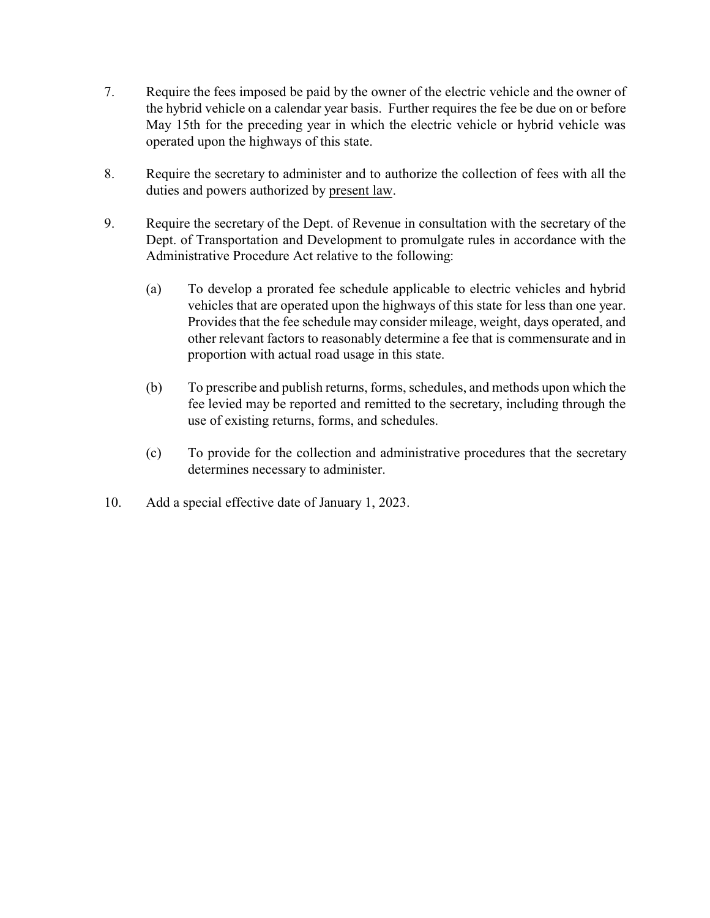7. Require the fees imposed be paid by the owner of the electric vehicle and the owner of the hybrid vehicle on a calendar year basis. Further requires the fee be due on or before May 15th for the preceding year in which the electric vehicle or hybrid vehicle was operated upon the highways of this state.

8. Require the secretary to administer and to authorize the collection of fees with all the duties and powers authorized by <u>present law</u>.

9. Require the secretary of the Dept. of Revenue in consultation with the secretary of the Dept. of Transportation and Development to promulgate rules in accordance with the Administrative Procedure Act relative to the following:

   (a) To develop a prorated fee schedule applicable to electric vehicles and hybrid vehicles that are operated upon the highways of this state for less than one year. Provides that the fee schedule may consider mileage, weight, days operated, and other relevant factors to reasonably determine a fee that is commensurate and in proportion with actual road usage in this state.

   (b) To prescribe and publish returns, forms, schedules, and methods upon which the fee levied may be reported and remitted to the secretary, including through the use of existing returns, forms, and schedules.

   (c) To provide for the collection and administrative procedures that the secretary determines necessary to administer.

10. Add a special effective date of January 1, 2023.